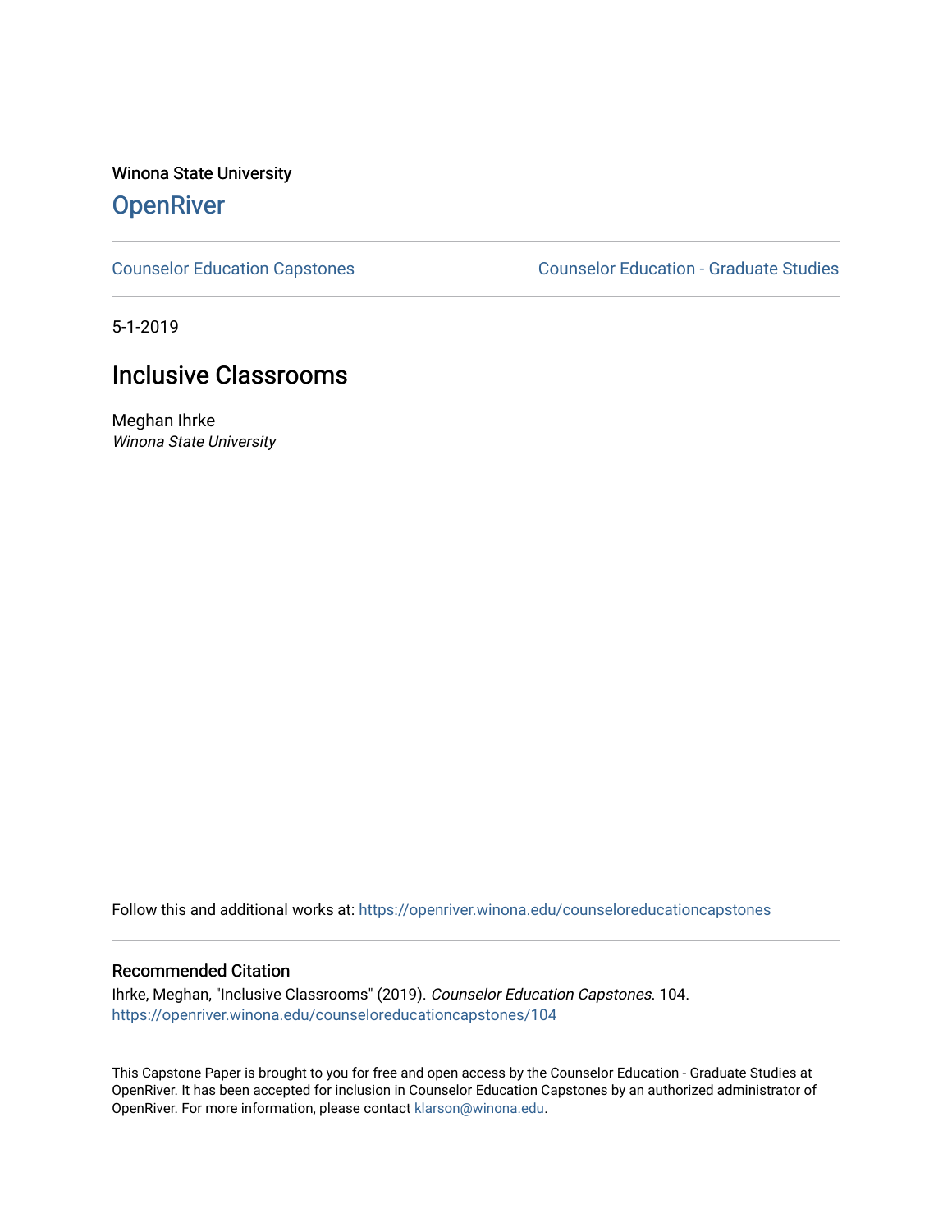Winona State University

# OpenRiver

Counselor Education Capstones

Counselor Education - Graduate Studies

5-1-2019

## Inclusive Classrooms

Meghan Ihrke

*Winona State University*

Follow this and additional works at: https://openriver.winona.edu/counseloreducationcapstones

### Recommended Citation

Ihrke, Meghan, "Inclusive Classrooms" (2019). *Counselor Education Capstones*. 104.
https://openriver.winona.edu/counseloreducationcapstones/104

This Capstone Paper is brought to you for free and open access by the Counselor Education - Graduate Studies at OpenRiver. It has been accepted for inclusion in Counselor Education Capstones by an authorized administrator of OpenRiver. For more information, please contact klarson@winona.edu.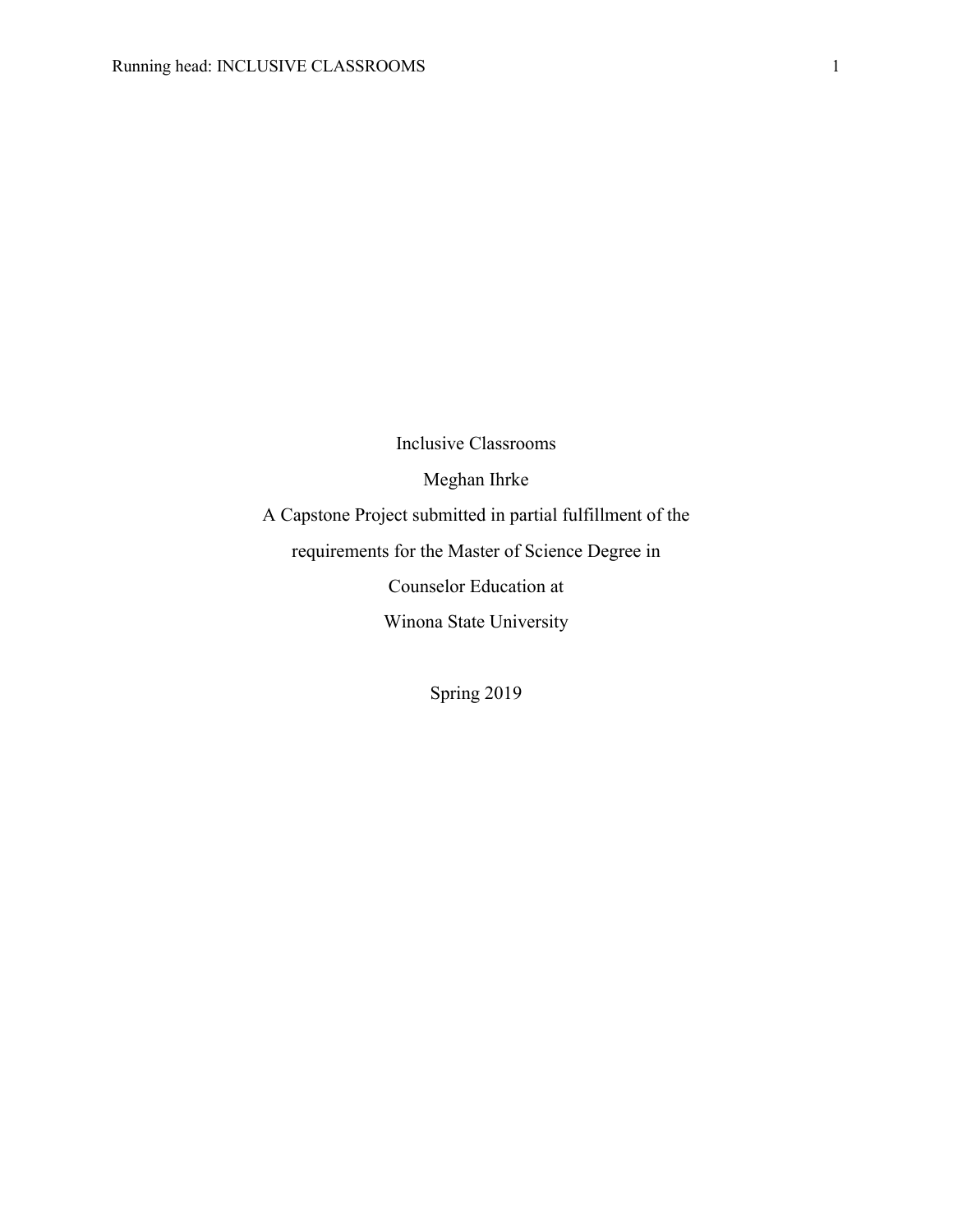Inclusive Classrooms

Meghan Ihrke

A Capstone Project submitted in partial fulfillment of the

requirements for the Master of Science Degree in

Counselor Education at

Winona State University

Spring 2019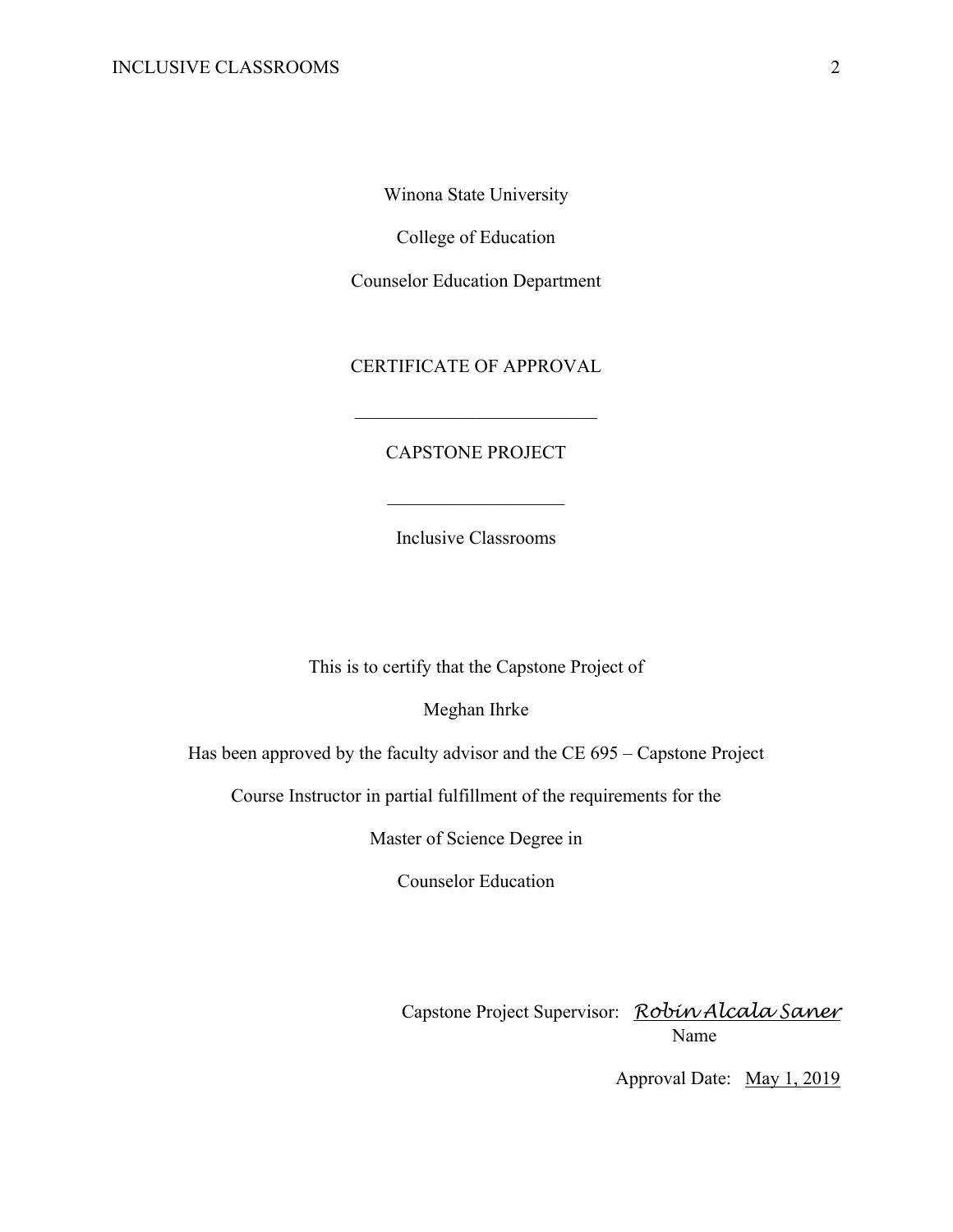Winona State University

College of Education

Counselor Education Department

CERTIFICATE OF APPROVAL

---

CAPSTONE PROJECT

---

Inclusive Classrooms

This is to certify that the Capstone Project of

Meghan Ihrke

Has been approved by the faculty advisor and the CE 695 – Capstone Project

Course Instructor in partial fulfillment of the requirements for the

Master of Science Degree in

Counselor Education

Capstone Project Supervisor: *Robin Alcala Saner*
Name

Approval Date: May 1, 2019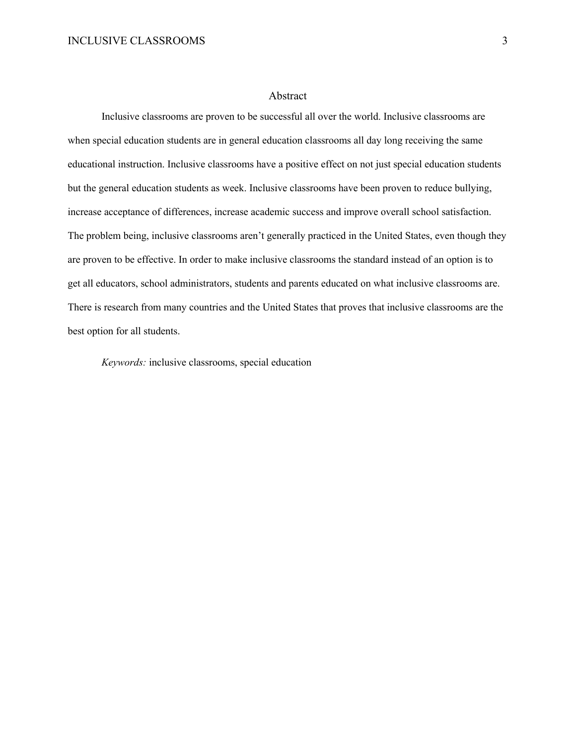# Abstract

Inclusive classrooms are proven to be successful all over the world. Inclusive classrooms are when special education students are in general education classrooms all day long receiving the same educational instruction. Inclusive classrooms have a positive effect on not just special education students but the general education students as week. Inclusive classrooms have been proven to reduce bullying, increase acceptance of differences, increase academic success and improve overall school satisfaction. The problem being, inclusive classrooms aren't generally practiced in the United States, even though they are proven to be effective. In order to make inclusive classrooms the standard instead of an option is to get all educators, school administrators, students and parents educated on what inclusive classrooms are. There is research from many countries and the United States that proves that inclusive classrooms are the best option for all students.

*Keywords:* inclusive classrooms, special education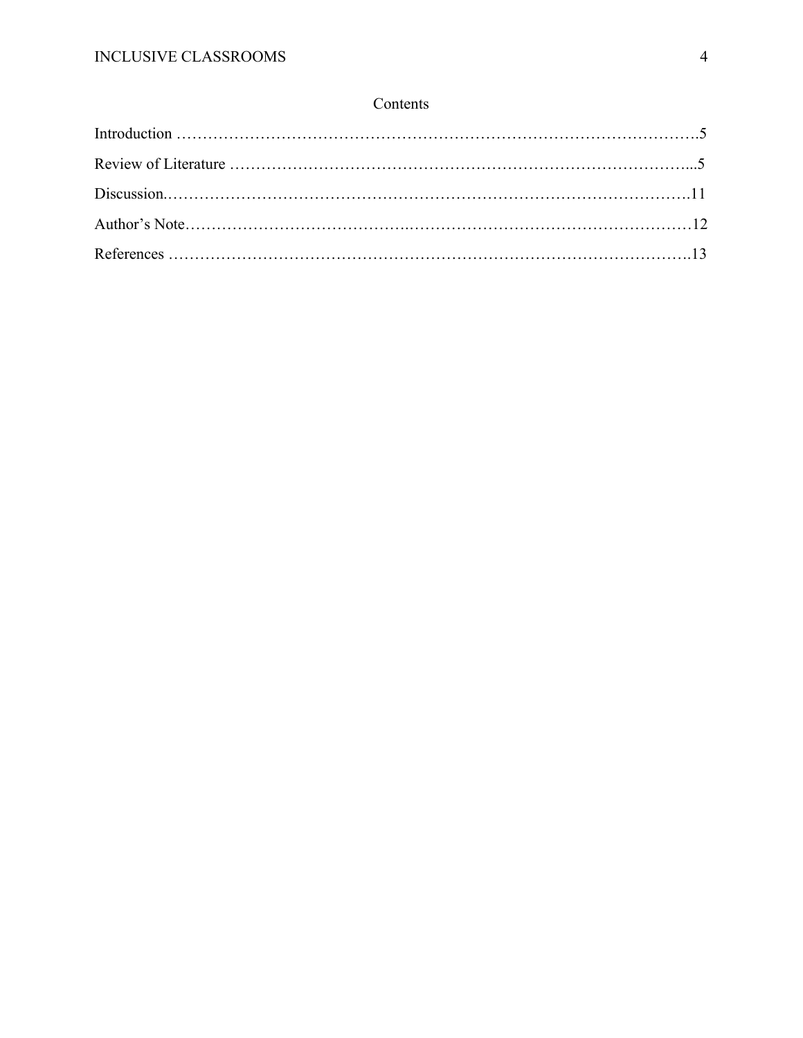# Contents

Introduction ……………………………………………………………………………………….5

Review of Literature ……………………………………………………………………………...5

Discussion.……………………………………………………………………………………….11

Author's Note……………………………………..………………………………………………12

References ……………………………………………………………………………………….13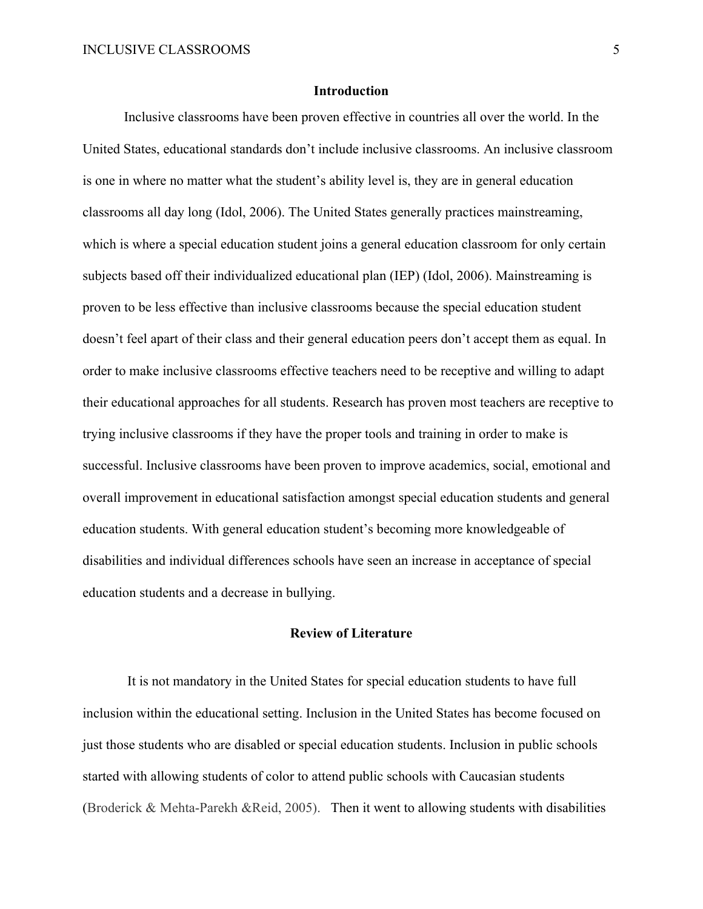## Introduction

Inclusive classrooms have been proven effective in countries all over the world. In the United States, educational standards don't include inclusive classrooms. An inclusive classroom is one in where no matter what the student's ability level is, they are in general education classrooms all day long (Idol, 2006). The United States generally practices mainstreaming, which is where a special education student joins a general education classroom for only certain subjects based off their individualized educational plan (IEP) (Idol, 2006). Mainstreaming is proven to be less effective than inclusive classrooms because the special education student doesn't feel apart of their class and their general education peers don't accept them as equal. In order to make inclusive classrooms effective teachers need to be receptive and willing to adapt their educational approaches for all students. Research has proven most teachers are receptive to trying inclusive classrooms if they have the proper tools and training in order to make is successful. Inclusive classrooms have been proven to improve academics, social, emotional and overall improvement in educational satisfaction amongst special education students and general education students. With general education student's becoming more knowledgeable of disabilities and individual differences schools have seen an increase in acceptance of special education students and a decrease in bullying.

## Review of Literature

It is not mandatory in the United States for special education students to have full inclusion within the educational setting. Inclusion in the United States has become focused on just those students who are disabled or special education students. Inclusion in public schools started with allowing students of color to attend public schools with Caucasian students (Broderick & Mehta-Parekh &Reid, 2005). Then it went to allowing students with disabilities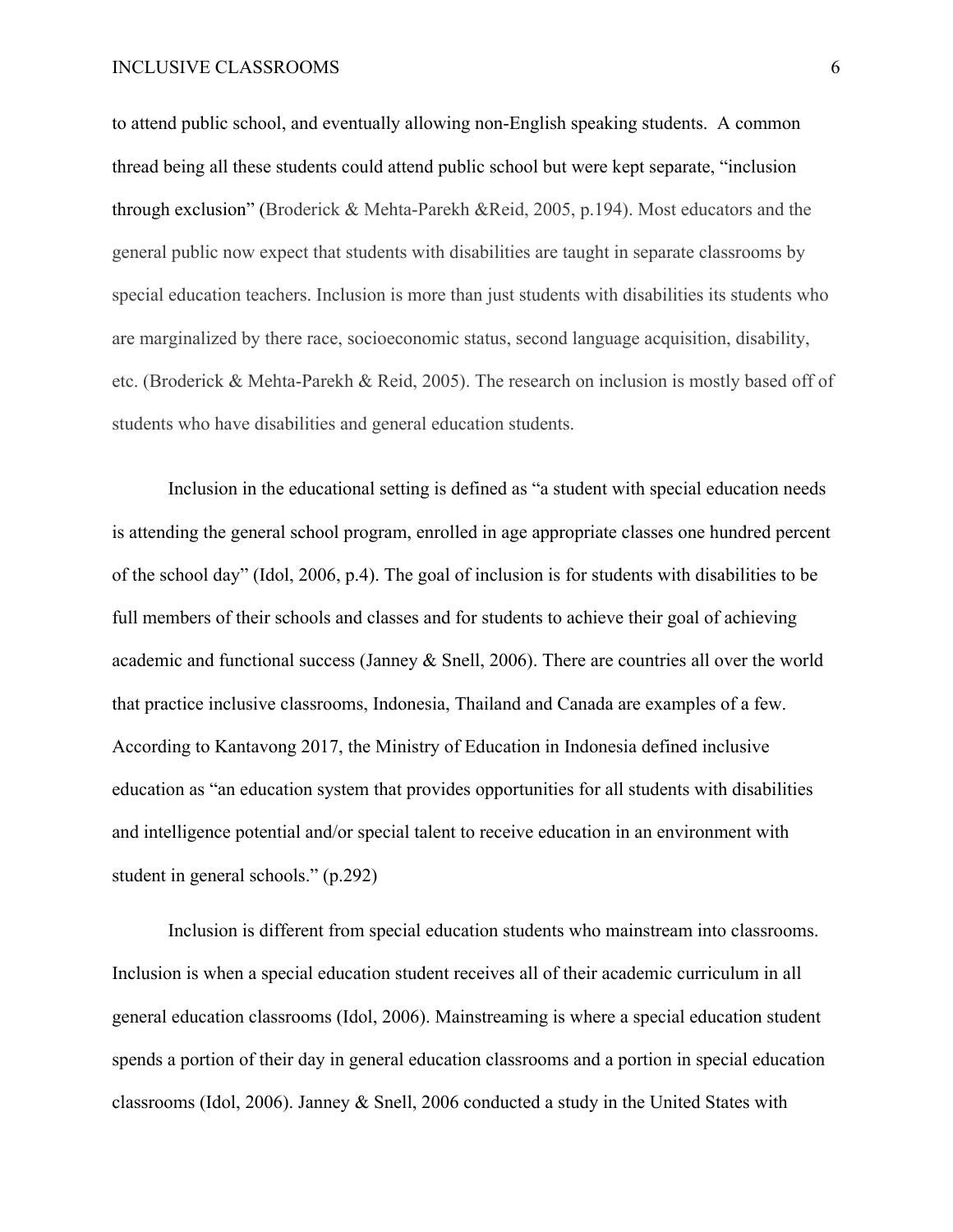to attend public school, and eventually allowing non-English speaking students. A common thread being all these students could attend public school but were kept separate, "inclusion through exclusion" (Broderick & Mehta-Parekh &Reid, 2005, p.194). Most educators and the general public now expect that students with disabilities are taught in separate classrooms by special education teachers. Inclusion is more than just students with disabilities its students who are marginalized by there race, socioeconomic status, second language acquisition, disability, etc. (Broderick & Mehta-Parekh & Reid, 2005). The research on inclusion is mostly based off of students who have disabilities and general education students.

Inclusion in the educational setting is defined as "a student with special education needs is attending the general school program, enrolled in age appropriate classes one hundred percent of the school day" (Idol, 2006, p.4). The goal of inclusion is for students with disabilities to be full members of their schools and classes and for students to achieve their goal of achieving academic and functional success (Janney & Snell, 2006). There are countries all over the world that practice inclusive classrooms, Indonesia, Thailand and Canada are examples of a few. According to Kantavong 2017, the Ministry of Education in Indonesia defined inclusive education as "an education system that provides opportunities for all students with disabilities and intelligence potential and/or special talent to receive education in an environment with student in general schools." (p.292)

Inclusion is different from special education students who mainstream into classrooms. Inclusion is when a special education student receives all of their academic curriculum in all general education classrooms (Idol, 2006). Mainstreaming is where a special education student spends a portion of their day in general education classrooms and a portion in special education classrooms (Idol, 2006). Janney & Snell, 2006 conducted a study in the United States with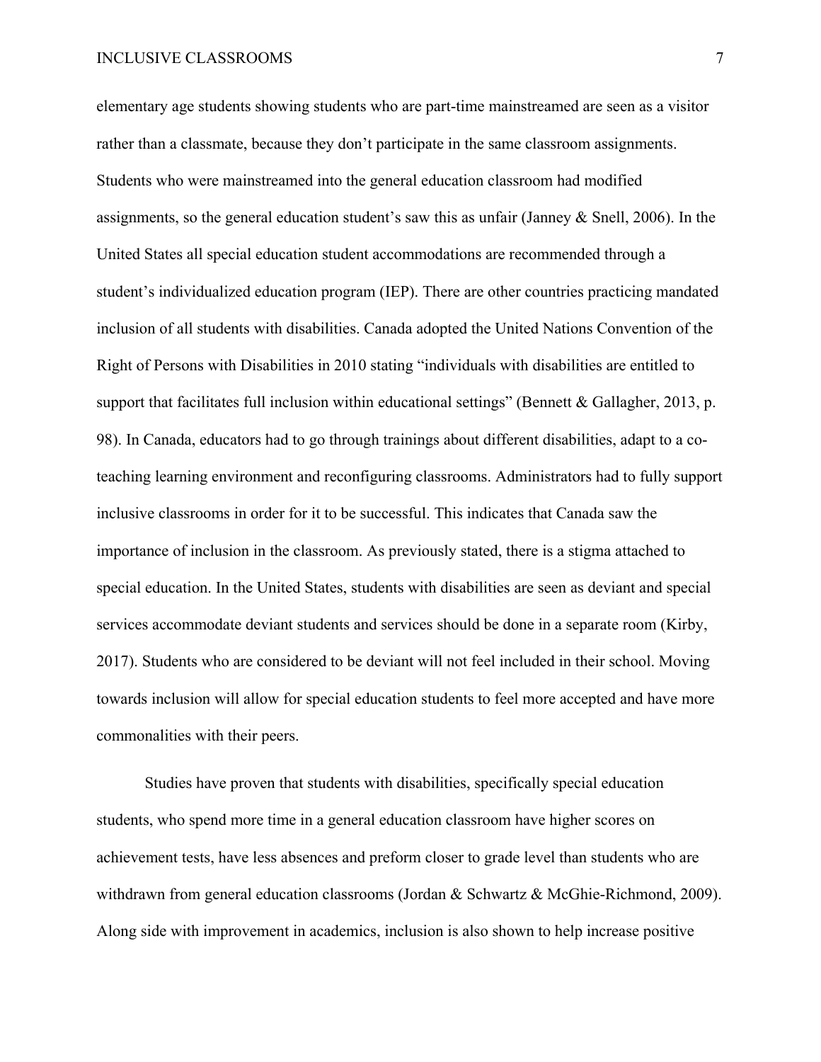elementary age students showing students who are part-time mainstreamed are seen as a visitor rather than a classmate, because they don't participate in the same classroom assignments. Students who were mainstreamed into the general education classroom had modified assignments, so the general education student's saw this as unfair (Janney & Snell, 2006). In the United States all special education student accommodations are recommended through a student's individualized education program (IEP). There are other countries practicing mandated inclusion of all students with disabilities. Canada adopted the United Nations Convention of the Right of Persons with Disabilities in 2010 stating "individuals with disabilities are entitled to support that facilitates full inclusion within educational settings" (Bennett & Gallagher, 2013, p. 98). In Canada, educators had to go through trainings about different disabilities, adapt to a co-teaching learning environment and reconfiguring classrooms. Administrators had to fully support inclusive classrooms in order for it to be successful. This indicates that Canada saw the importance of inclusion in the classroom. As previously stated, there is a stigma attached to special education. In the United States, students with disabilities are seen as deviant and special services accommodate deviant students and services should be done in a separate room (Kirby, 2017). Students who are considered to be deviant will not feel included in their school. Moving towards inclusion will allow for special education students to feel more accepted and have more commonalities with their peers.

Studies have proven that students with disabilities, specifically special education students, who spend more time in a general education classroom have higher scores on achievement tests, have less absences and preform closer to grade level than students who are withdrawn from general education classrooms (Jordan & Schwartz & McGhie-Richmond, 2009). Along side with improvement in academics, inclusion is also shown to help increase positive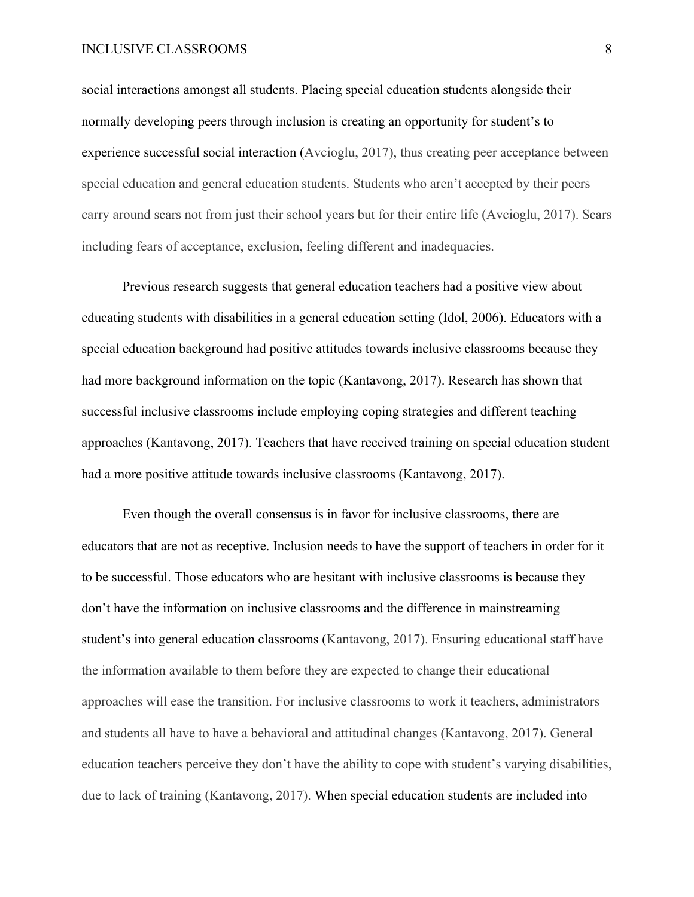social interactions amongst all students. Placing special education students alongside their normally developing peers through inclusion is creating an opportunity for student's to experience successful social interaction (Avcioglu, 2017), thus creating peer acceptance between special education and general education students. Students who aren't accepted by their peers carry around scars not from just their school years but for their entire life (Avcioglu, 2017). Scars including fears of acceptance, exclusion, feeling different and inadequacies.

Previous research suggests that general education teachers had a positive view about educating students with disabilities in a general education setting (Idol, 2006). Educators with a special education background had positive attitudes towards inclusive classrooms because they had more background information on the topic (Kantavong, 2017). Research has shown that successful inclusive classrooms include employing coping strategies and different teaching approaches (Kantavong, 2017). Teachers that have received training on special education student had a more positive attitude towards inclusive classrooms (Kantavong, 2017).

Even though the overall consensus is in favor for inclusive classrooms, there are educators that are not as receptive. Inclusion needs to have the support of teachers in order for it to be successful. Those educators who are hesitant with inclusive classrooms is because they don't have the information on inclusive classrooms and the difference in mainstreaming student's into general education classrooms (Kantavong, 2017). Ensuring educational staff have the information available to them before they are expected to change their educational approaches will ease the transition. For inclusive classrooms to work it teachers, administrators and students all have to have a behavioral and attitudinal changes (Kantavong, 2017). General education teachers perceive they don't have the ability to cope with student's varying disabilities, due to lack of training (Kantavong, 2017). When special education students are included into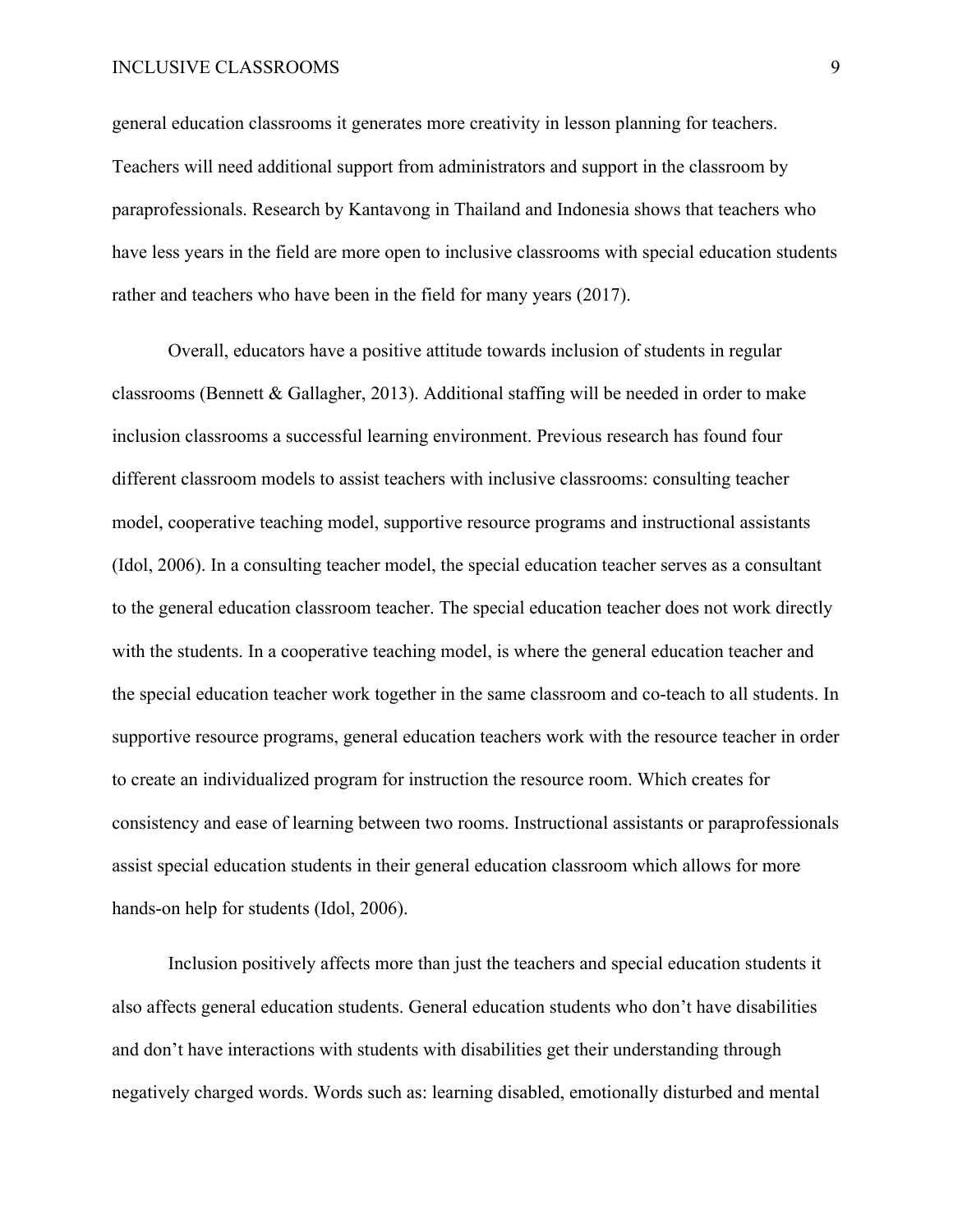general education classrooms it generates more creativity in lesson planning for teachers. Teachers will need additional support from administrators and support in the classroom by paraprofessionals. Research by Kantavong in Thailand and Indonesia shows that teachers who have less years in the field are more open to inclusive classrooms with special education students rather and teachers who have been in the field for many years (2017).

Overall, educators have a positive attitude towards inclusion of students in regular classrooms (Bennett & Gallagher, 2013). Additional staffing will be needed in order to make inclusion classrooms a successful learning environment. Previous research has found four different classroom models to assist teachers with inclusive classrooms: consulting teacher model, cooperative teaching model, supportive resource programs and instructional assistants (Idol, 2006). In a consulting teacher model, the special education teacher serves as a consultant to the general education classroom teacher. The special education teacher does not work directly with the students. In a cooperative teaching model, is where the general education teacher and the special education teacher work together in the same classroom and co-teach to all students. In supportive resource programs, general education teachers work with the resource teacher in order to create an individualized program for instruction the resource room. Which creates for consistency and ease of learning between two rooms. Instructional assistants or paraprofessionals assist special education students in their general education classroom which allows for more hands-on help for students (Idol, 2006).

Inclusion positively affects more than just the teachers and special education students it also affects general education students. General education students who don't have disabilities and don't have interactions with students with disabilities get their understanding through negatively charged words. Words such as: learning disabled, emotionally disturbed and mental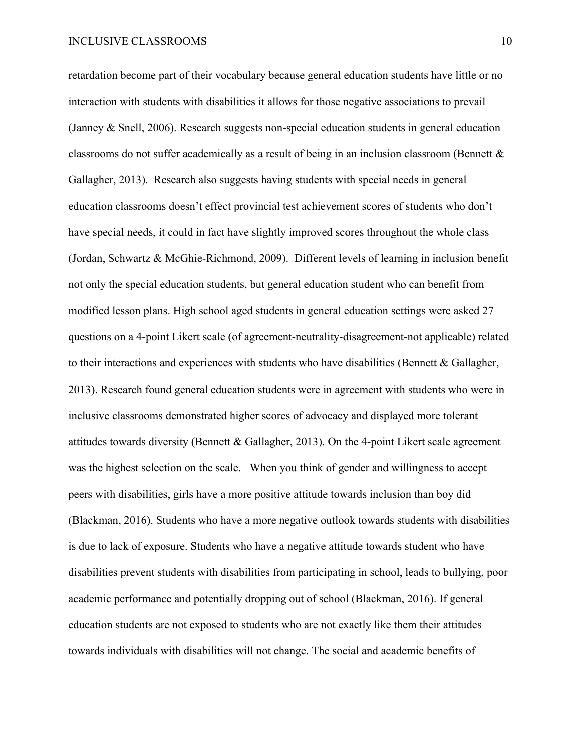retardation become part of their vocabulary because general education students have little or no interaction with students with disabilities it allows for those negative associations to prevail (Janney & Snell, 2006). Research suggests non-special education students in general education classrooms do not suffer academically as a result of being in an inclusion classroom (Bennett & Gallagher, 2013). Research also suggests having students with special needs in general education classrooms doesn't effect provincial test achievement scores of students who don't have special needs, it could in fact have slightly improved scores throughout the whole class (Jordan, Schwartz & McGhie-Richmond, 2009). Different levels of learning in inclusion benefit not only the special education students, but general education student who can benefit from modified lesson plans. High school aged students in general education settings were asked 27 questions on a 4-point Likert scale (of agreement-neutrality-disagreement-not applicable) related to their interactions and experiences with students who have disabilities (Bennett & Gallagher, 2013). Research found general education students were in agreement with students who were in inclusive classrooms demonstrated higher scores of advocacy and displayed more tolerant attitudes towards diversity (Bennett & Gallagher, 2013). On the 4-point Likert scale agreement was the highest selection on the scale. When you think of gender and willingness to accept peers with disabilities, girls have a more positive attitude towards inclusion than boy did (Blackman, 2016). Students who have a more negative outlook towards students with disabilities is due to lack of exposure. Students who have a negative attitude towards student who have disabilities prevent students with disabilities from participating in school, leads to bullying, poor academic performance and potentially dropping out of school (Blackman, 2016). If general education students are not exposed to students who are not exactly like them their attitudes towards individuals with disabilities will not change. The social and academic benefits of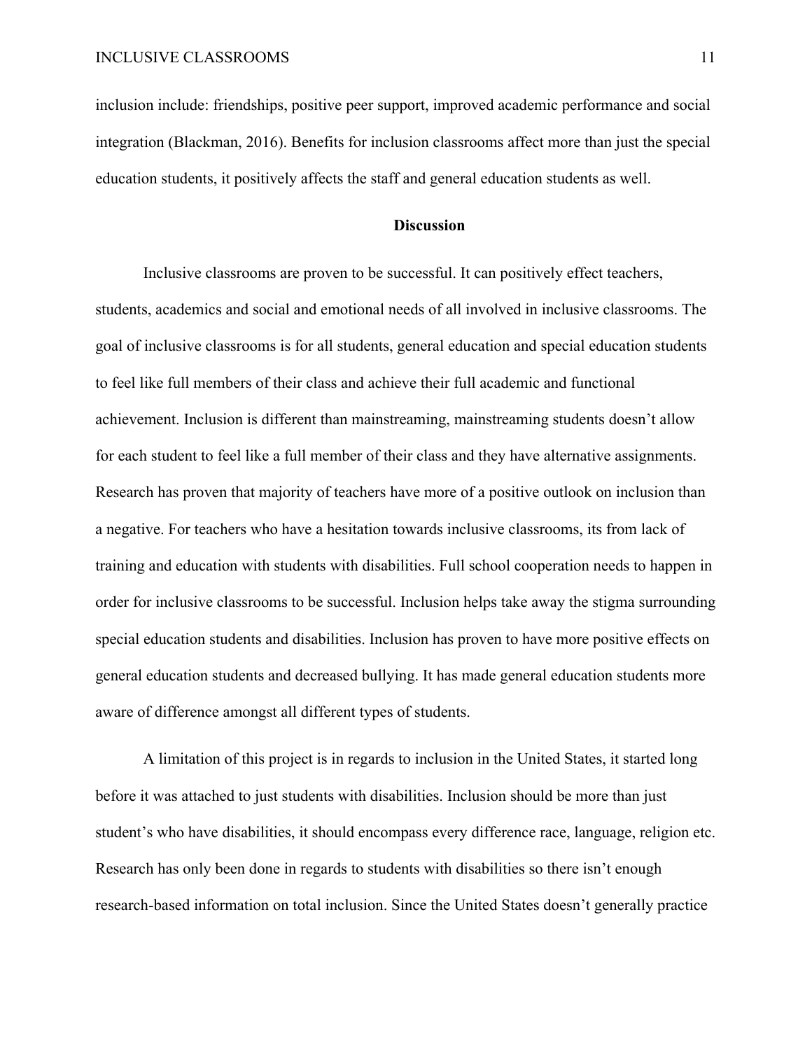inclusion include: friendships, positive peer support, improved academic performance and social integration (Blackman, 2016). Benefits for inclusion classrooms affect more than just the special education students, it positively affects the staff and general education students as well.

## Discussion

Inclusive classrooms are proven to be successful. It can positively effect teachers, students, academics and social and emotional needs of all involved in inclusive classrooms. The goal of inclusive classrooms is for all students, general education and special education students to feel like full members of their class and achieve their full academic and functional achievement. Inclusion is different than mainstreaming, mainstreaming students doesn't allow for each student to feel like a full member of their class and they have alternative assignments. Research has proven that majority of teachers have more of a positive outlook on inclusion than a negative. For teachers who have a hesitation towards inclusive classrooms, its from lack of training and education with students with disabilities. Full school cooperation needs to happen in order for inclusive classrooms to be successful. Inclusion helps take away the stigma surrounding special education students and disabilities. Inclusion has proven to have more positive effects on general education students and decreased bullying. It has made general education students more aware of difference amongst all different types of students.

A limitation of this project is in regards to inclusion in the United States, it started long before it was attached to just students with disabilities. Inclusion should be more than just student's who have disabilities, it should encompass every difference race, language, religion etc. Research has only been done in regards to students with disabilities so there isn't enough research-based information on total inclusion. Since the United States doesn't generally practice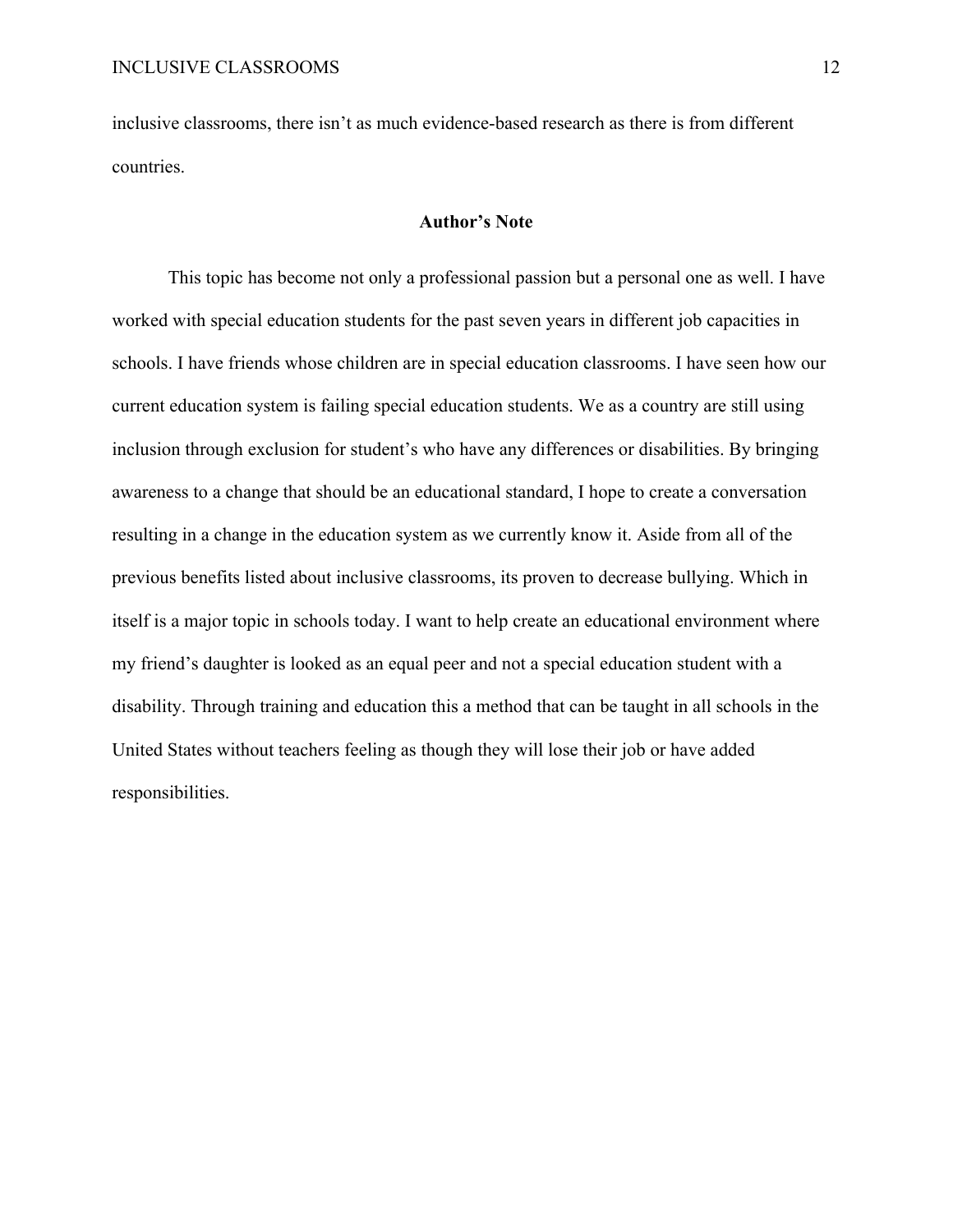inclusive classrooms, there isn't as much evidence-based research as there is from different countries.

## Author's Note

This topic has become not only a professional passion but a personal one as well. I have worked with special education students for the past seven years in different job capacities in schools. I have friends whose children are in special education classrooms. I have seen how our current education system is failing special education students. We as a country are still using inclusion through exclusion for student's who have any differences or disabilities. By bringing awareness to a change that should be an educational standard, I hope to create a conversation resulting in a change in the education system as we currently know it. Aside from all of the previous benefits listed about inclusive classrooms, its proven to decrease bullying. Which in itself is a major topic in schools today. I want to help create an educational environment where my friend's daughter is looked as an equal peer and not a special education student with a disability. Through training and education this a method that can be taught in all schools in the United States without teachers feeling as though they will lose their job or have added responsibilities.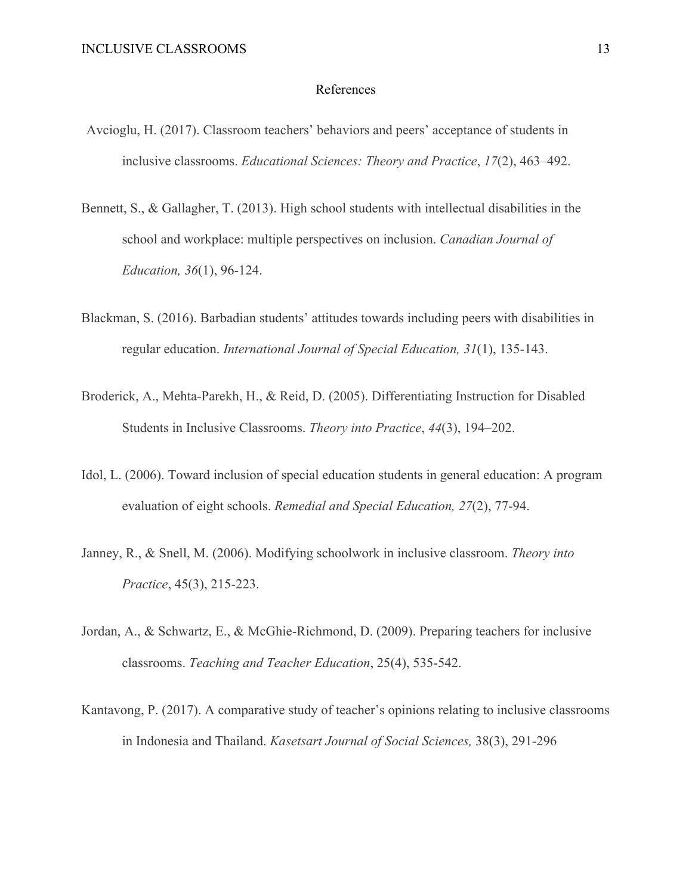# References

Avcioglu, H. (2017). Classroom teachers' behaviors and peers' acceptance of students in inclusive classrooms. *Educational Sciences: Theory and Practice*, *17*(2), 463–492.

Bennett, S., & Gallagher, T. (2013). High school students with intellectual disabilities in the school and workplace: multiple perspectives on inclusion. *Canadian Journal of Education, 36*(1), 96-124.

Blackman, S. (2016). Barbadian students' attitudes towards including peers with disabilities in regular education. *International Journal of Special Education, 31*(1), 135-143.

Broderick, A., Mehta-Parekh, H., & Reid, D. (2005). Differentiating Instruction for Disabled Students in Inclusive Classrooms. *Theory into Practice*, *44*(3), 194–202.

Idol, L. (2006). Toward inclusion of special education students in general education: A program evaluation of eight schools. *Remedial and Special Education, 27*(2), 77-94.

Janney, R., & Snell, M. (2006). Modifying schoolwork in inclusive classroom. *Theory into Practice*, 45(3), 215-223.

Jordan, A., & Schwartz, E., & McGhie-Richmond, D. (2009). Preparing teachers for inclusive classrooms. *Teaching and Teacher Education*, 25(4), 535-542.

Kantavong, P. (2017). A comparative study of teacher's opinions relating to inclusive classrooms in Indonesia and Thailand. *Kasetsart Journal of Social Sciences,* 38(3), 291-296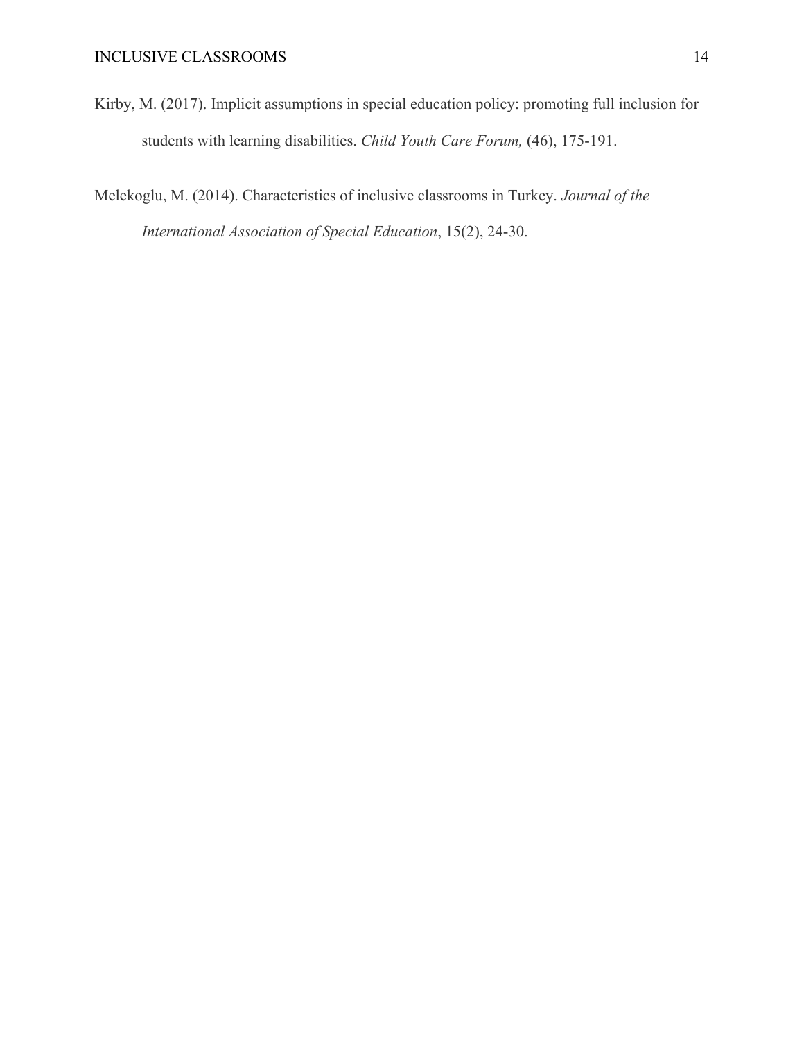Kirby, M. (2017). Implicit assumptions in special education policy: promoting full inclusion for students with learning disabilities. *Child Youth Care Forum,* (46), 175-191.

Melekoglu, M. (2014). Characteristics of inclusive classrooms in Turkey. *Journal of the International Association of Special Education*, 15(2), 24-30.